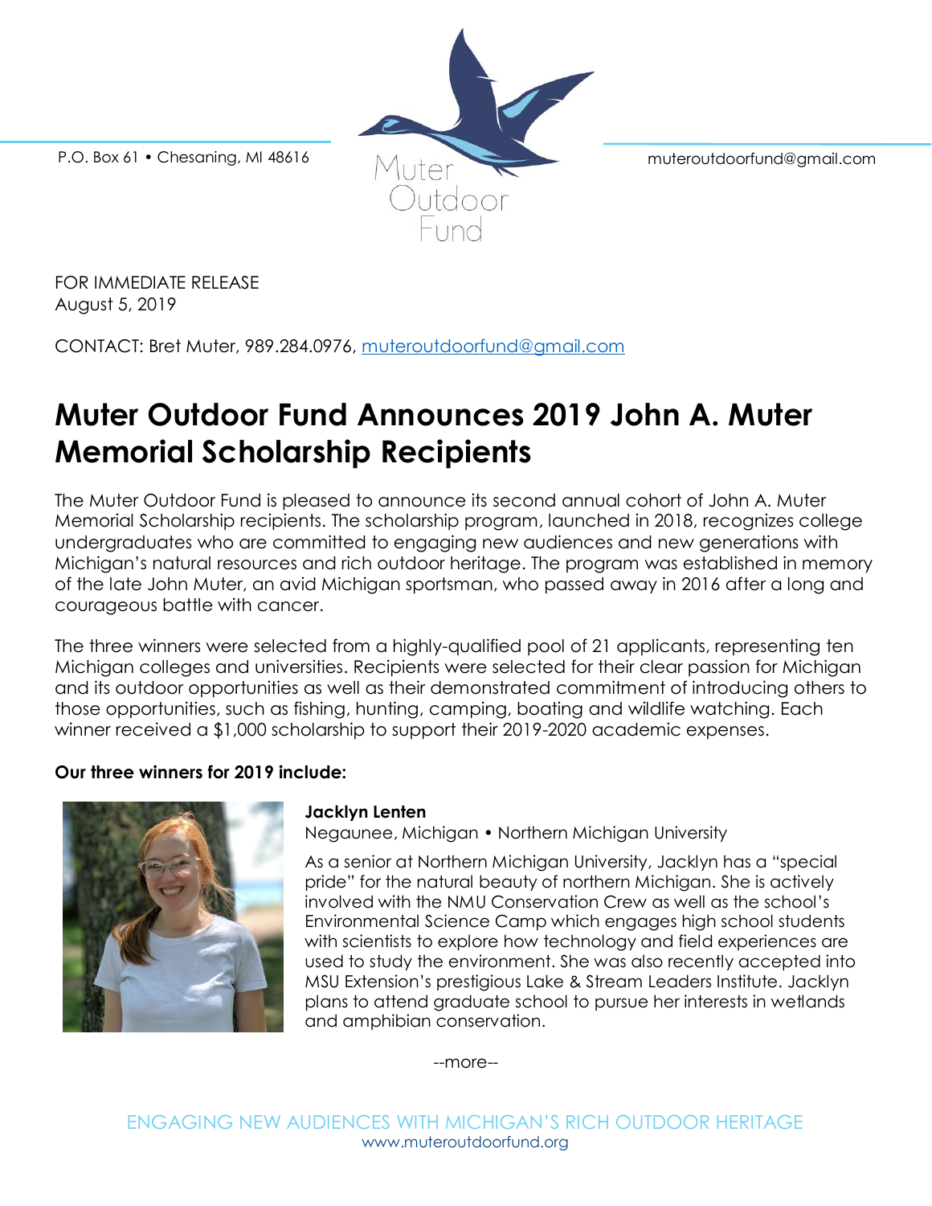P.O. Box 61 • Chesaning, MI 48616

Muter Outdoor Fund

muteroutdoorfund@gmail.com

FOR IMMEDIATE RELEASE
August 5, 2019

CONTACT: Bret Muter, 989.284.0976, muteroutdoorfund@gmail.com

# Muter Outdoor Fund Announces 2019 John A. Muter Memorial Scholarship Recipients

The Muter Outdoor Fund is pleased to announce its second annual cohort of John A. Muter Memorial Scholarship recipients. The scholarship program, launched in 2018, recognizes college undergraduates who are committed to engaging new audiences and new generations with Michigan's natural resources and rich outdoor heritage. The program was established in memory of the late John Muter, an avid Michigan sportsman, who passed away in 2016 after a long and courageous battle with cancer.

The three winners were selected from a highly-qualified pool of 21 applicants, representing ten Michigan colleges and universities. Recipients were selected for their clear passion for Michigan and its outdoor opportunities as well as their demonstrated commitment of introducing others to those opportunities, such as fishing, hunting, camping, boating and wildlife watching. Each winner received a $1,000 scholarship to support their 2019-2020 academic expenses.

**Our three winners for 2019 include:**

**Jacklyn Lenten**
Negaunee, Michigan • Northern Michigan University

As a senior at Northern Michigan University, Jacklyn has a "special pride" for the natural beauty of northern Michigan. She is actively involved with the NMU Conservation Crew as well as the school's Environmental Science Camp which engages high school students with scientists to explore how technology and field experiences are used to study the environment. She was also recently accepted into MSU Extension's prestigious Lake & Stream Leaders Institute. Jacklyn plans to attend graduate school to pursue her interests in wetlands and amphibian conservation.

--more--

ENGAGING NEW AUDIENCES WITH MICHIGAN'S RICH OUTDOOR HERITAGE
www.muteroutdoorfund.org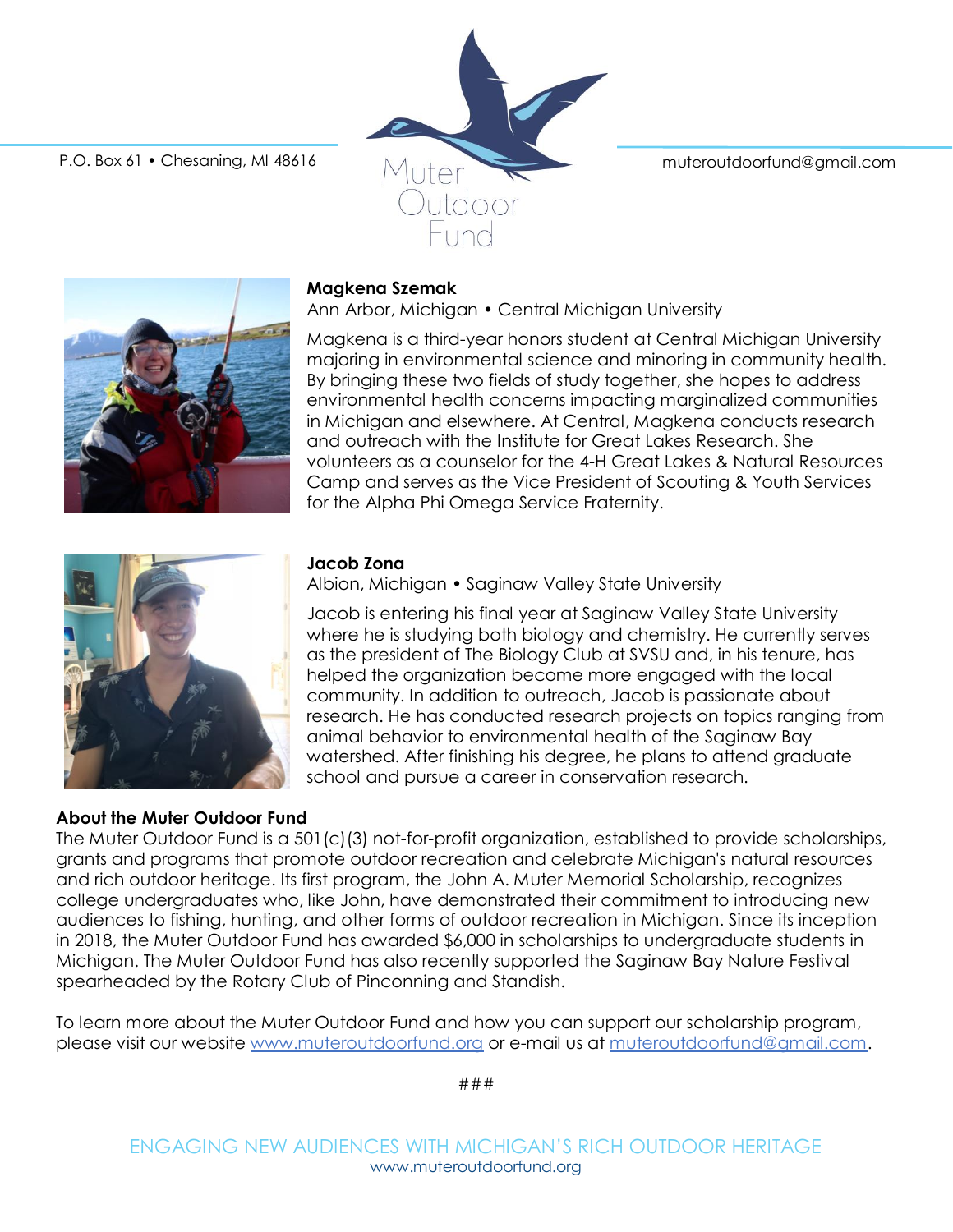P.O. Box 61 • Chesaning, MI 48616

Muter Outdoor Fund

muteroutdoorfund@gmail.com

**Magkena Szemak**
Ann Arbor, Michigan • Central Michigan University

Magkena is a third-year honors student at Central Michigan University majoring in environmental science and minoring in community health. By bringing these two fields of study together, she hopes to address environmental health concerns impacting marginalized communities in Michigan and elsewhere. At Central, Magkena conducts research and outreach with the Institute for Great Lakes Research. She volunteers as a counselor for the 4-H Great Lakes & Natural Resources Camp and serves as the Vice President of Scouting & Youth Services for the Alpha Phi Omega Service Fraternity.

**Jacob Zona**
Albion, Michigan • Saginaw Valley State University

Jacob is entering his final year at Saginaw Valley State University where he is studying both biology and chemistry. He currently serves as the president of The Biology Club at SVSU and, in his tenure, has helped the organization become more engaged with the local community. In addition to outreach, Jacob is passionate about research. He has conducted research projects on topics ranging from animal behavior to environmental health of the Saginaw Bay watershed. After finishing his degree, he plans to attend graduate school and pursue a career in conservation research.

**About the Muter Outdoor Fund**
The Muter Outdoor Fund is a 501(c)(3) not-for-profit organization, established to provide scholarships, grants and programs that promote outdoor recreation and celebrate Michigan's natural resources and rich outdoor heritage. Its first program, the John A. Muter Memorial Scholarship, recognizes college undergraduates who, like John, have demonstrated their commitment to introducing new audiences to fishing, hunting, and other forms of outdoor recreation in Michigan. Since its inception in 2018, the Muter Outdoor Fund has awarded $6,000 in scholarships to undergraduate students in Michigan. The Muter Outdoor Fund has also recently supported the Saginaw Bay Nature Festival spearheaded by the Rotary Club of Pinconning and Standish.

To learn more about the Muter Outdoor Fund and how you can support our scholarship program, please visit our website www.muteroutdoorfund.org or e-mail us at muteroutdoorfund@gmail.com.

###

ENGAGING NEW AUDIENCES WITH MICHIGAN'S RICH OUTDOOR HERITAGE
www.muteroutdoorfund.org